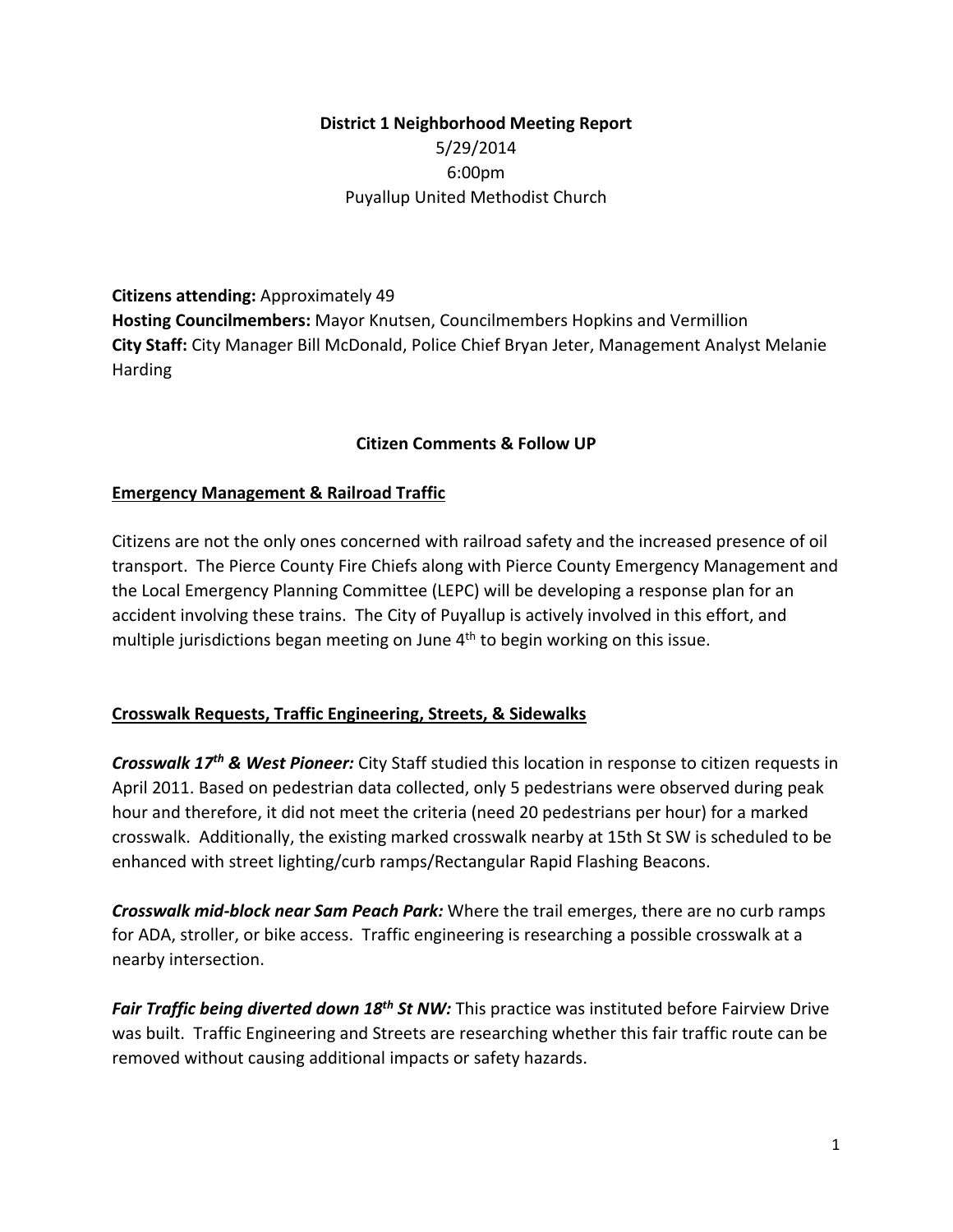**District 1 Neighborhood Meeting Report**

5/29/2014

6:00pm

Puyallup United Methodist Church

**Citizens attending:** Approximately 49

**Hosting Councilmembers:** Mayor Knutsen, Councilmembers Hopkins and Vermillion

**City Staff:** City Manager Bill McDonald, Police Chief Bryan Jeter, Management Analyst Melanie Harding

## Citizen Comments & Follow UP

### Emergency Management & Railroad Traffic

Citizens are not the only ones concerned with railroad safety and the increased presence of oil transport. The Pierce County Fire Chiefs along with Pierce County Emergency Management and the Local Emergency Planning Committee (LEPC) will be developing a response plan for an accident involving these trains. The City of Puyallup is actively involved in this effort, and multiple jurisdictions began meeting on June 4th to begin working on this issue.

### Crosswalk Requests, Traffic Engineering, Streets, & Sidewalks

***Crosswalk 17th & West Pioneer:*** City Staff studied this location in response to citizen requests in April 2011. Based on pedestrian data collected, only 5 pedestrians were observed during peak hour and therefore, it did not meet the criteria (need 20 pedestrians per hour) for a marked crosswalk. Additionally, the existing marked crosswalk nearby at 15th St SW is scheduled to be enhanced with street lighting/curb ramps/Rectangular Rapid Flashing Beacons.

***Crosswalk mid-block near Sam Peach Park:*** Where the trail emerges, there are no curb ramps for ADA, stroller, or bike access. Traffic engineering is researching a possible crosswalk at a nearby intersection.

***Fair Traffic being diverted down 18th St NW:*** This practice was instituted before Fairview Drive was built. Traffic Engineering and Streets are researching whether this fair traffic route can be removed without causing additional impacts or safety hazards.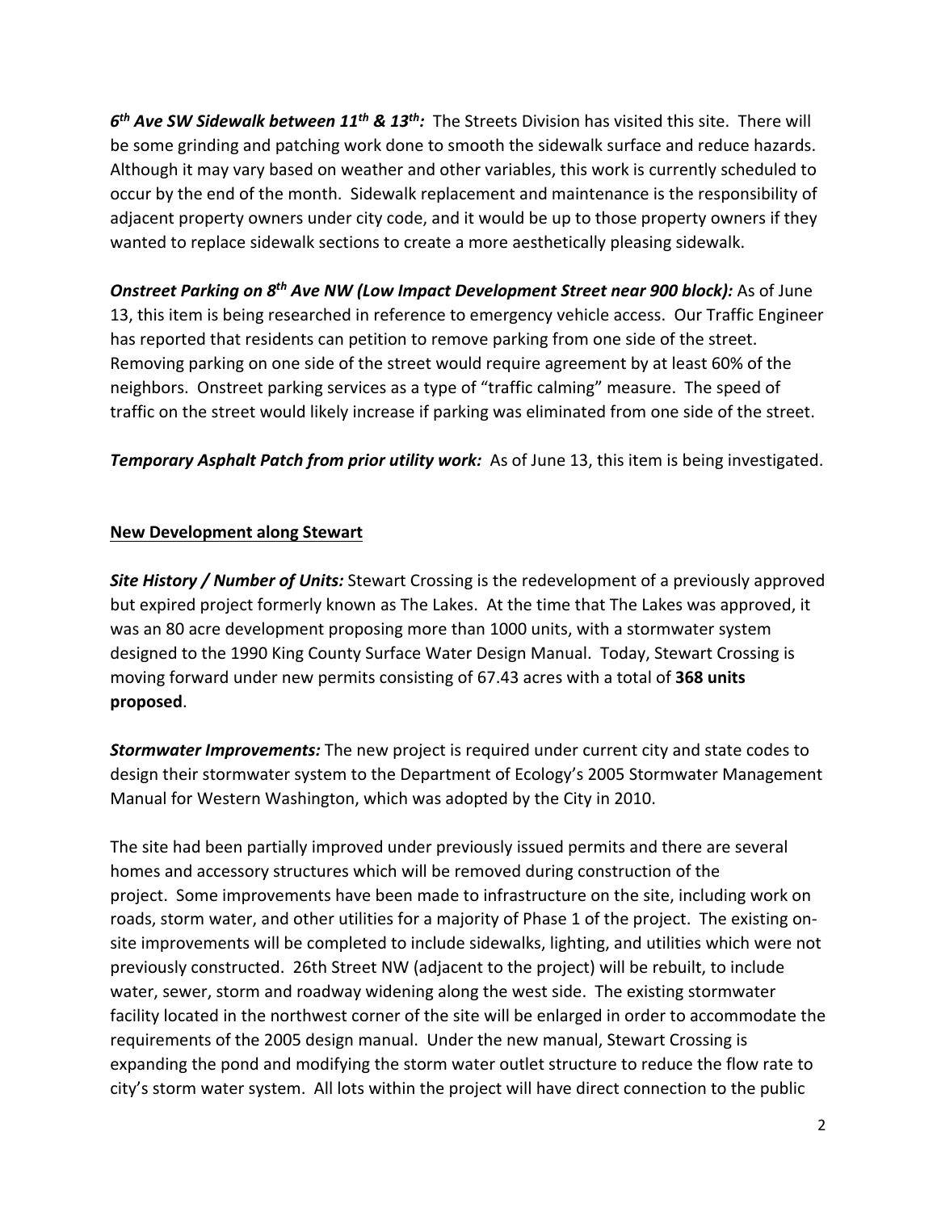***6th Ave SW Sidewalk between 11th & 13th:*** The Streets Division has visited this site. There will be some grinding and patching work done to smooth the sidewalk surface and reduce hazards. Although it may vary based on weather and other variables, this work is currently scheduled to occur by the end of the month. Sidewalk replacement and maintenance is the responsibility of adjacent property owners under city code, and it would be up to those property owners if they wanted to replace sidewalk sections to create a more aesthetically pleasing sidewalk.

***Onstreet Parking on 8th Ave NW (Low Impact Development Street near 900 block):*** As of June 13, this item is being researched in reference to emergency vehicle access. Our Traffic Engineer has reported that residents can petition to remove parking from one side of the street. Removing parking on one side of the street would require agreement by at least 60% of the neighbors. Onstreet parking services as a type of "traffic calming" measure. The speed of traffic on the street would likely increase if parking was eliminated from one side of the street.

***Temporary Asphalt Patch from prior utility work:*** As of June 13, this item is being investigated.

**New Development along Stewart**

***Site History / Number of Units:*** Stewart Crossing is the redevelopment of a previously approved but expired project formerly known as The Lakes. At the time that The Lakes was approved, it was an 80 acre development proposing more than 1000 units, with a stormwater system designed to the 1990 King County Surface Water Design Manual. Today, Stewart Crossing is moving forward under new permits consisting of 67.43 acres with a total of **368 units proposed**.

***Stormwater Improvements:*** The new project is required under current city and state codes to design their stormwater system to the Department of Ecology's 2005 Stormwater Management Manual for Western Washington, which was adopted by the City in 2010.

The site had been partially improved under previously issued permits and there are several homes and accessory structures which will be removed during construction of the project. Some improvements have been made to infrastructure on the site, including work on roads, storm water, and other utilities for a majority of Phase 1 of the project. The existing on-site improvements will be completed to include sidewalks, lighting, and utilities which were not previously constructed. 26th Street NW (adjacent to the project) will be rebuilt, to include water, sewer, storm and roadway widening along the west side. The existing stormwater facility located in the northwest corner of the site will be enlarged in order to accommodate the requirements of the 2005 design manual. Under the new manual, Stewart Crossing is expanding the pond and modifying the storm water outlet structure to reduce the flow rate to city's storm water system. All lots within the project will have direct connection to the public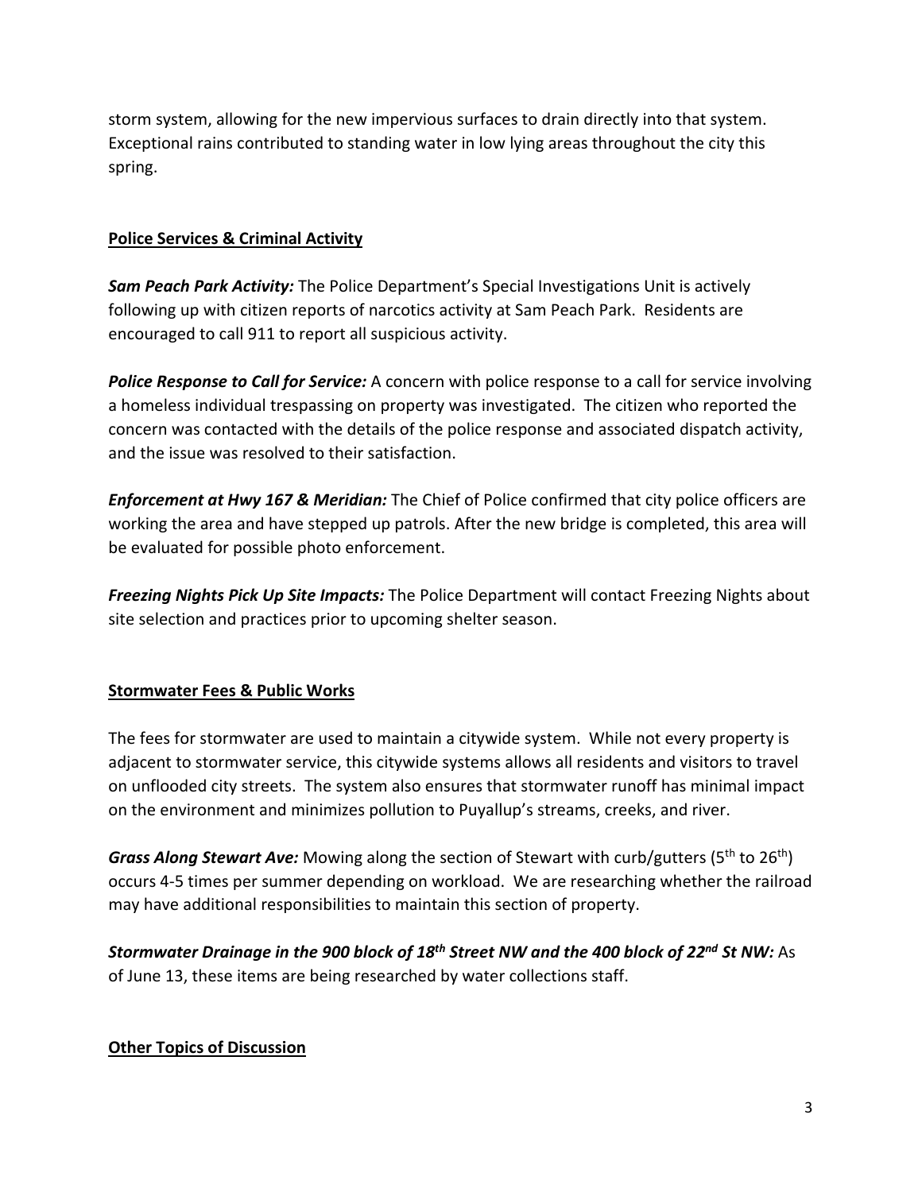storm system, allowing for the new impervious surfaces to drain directly into that system. Exceptional rains contributed to standing water in low lying areas throughout the city this spring.

## Police Services & Criminal Activity

***Sam Peach Park Activity:*** The Police Department's Special Investigations Unit is actively following up with citizen reports of narcotics activity at Sam Peach Park. Residents are encouraged to call 911 to report all suspicious activity.

***Police Response to Call for Service:*** A concern with police response to a call for service involving a homeless individual trespassing on property was investigated. The citizen who reported the concern was contacted with the details of the police response and associated dispatch activity, and the issue was resolved to their satisfaction.

***Enforcement at Hwy 167 & Meridian:*** The Chief of Police confirmed that city police officers are working the area and have stepped up patrols. After the new bridge is completed, this area will be evaluated for possible photo enforcement.

***Freezing Nights Pick Up Site Impacts:*** The Police Department will contact Freezing Nights about site selection and practices prior to upcoming shelter season.

## Stormwater Fees & Public Works

The fees for stormwater are used to maintain a citywide system. While not every property is adjacent to stormwater service, this citywide systems allows all residents and visitors to travel on unflooded city streets. The system also ensures that stormwater runoff has minimal impact on the environment and minimizes pollution to Puyallup's streams, creeks, and river.

***Grass Along Stewart Ave:*** Mowing along the section of Stewart with curb/gutters (5th to 26th) occurs 4-5 times per summer depending on workload. We are researching whether the railroad may have additional responsibilities to maintain this section of property.

***Stormwater Drainage in the 900 block of 18th Street NW and the 400 block of 22nd St NW:*** As of June 13, these items are being researched by water collections staff.

## Other Topics of Discussion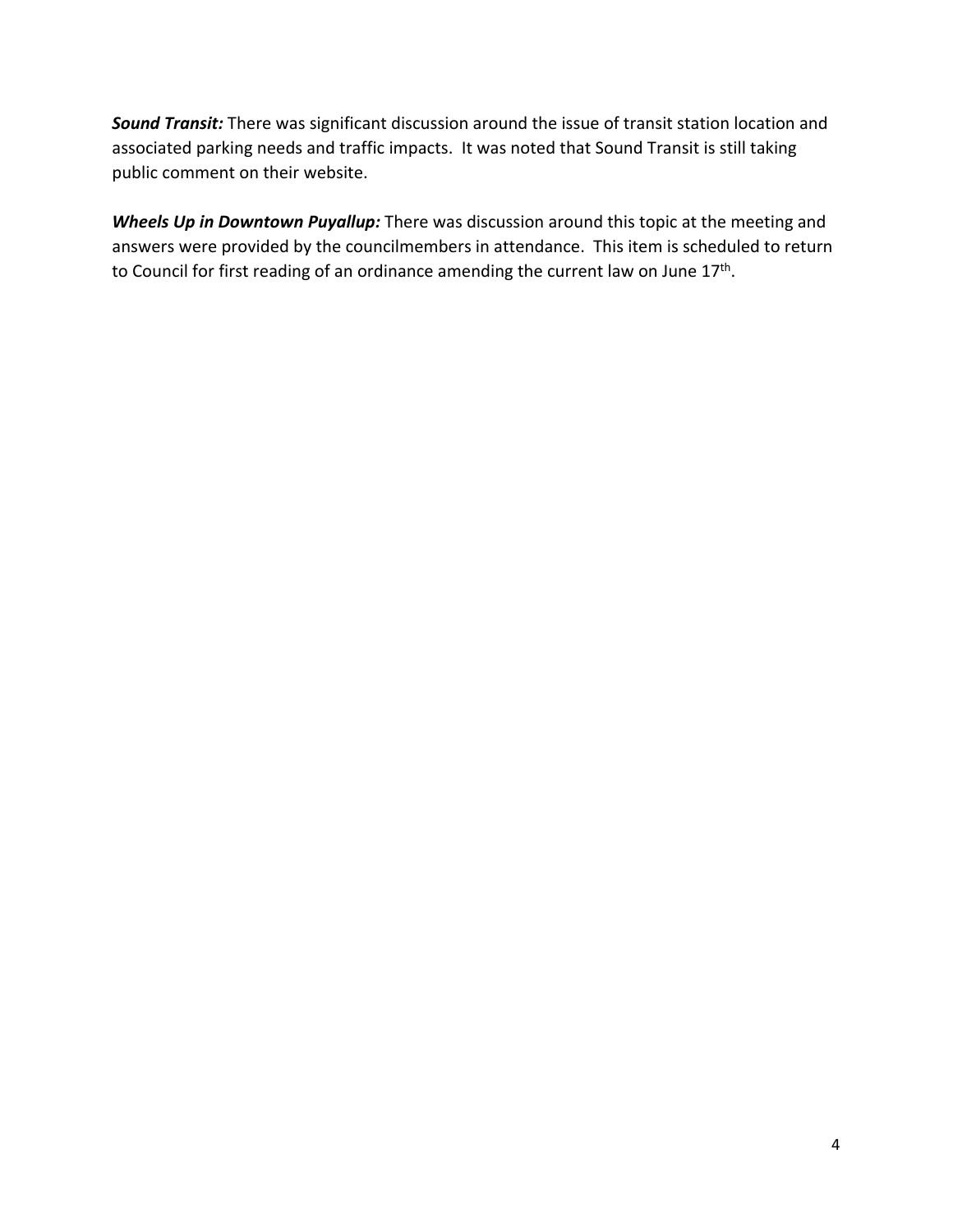***Sound Transit:*** There was significant discussion around the issue of transit station location and associated parking needs and traffic impacts. It was noted that Sound Transit is still taking public comment on their website.

***Wheels Up in Downtown Puyallup:*** There was discussion around this topic at the meeting and answers were provided by the councilmembers in attendance. This item is scheduled to return to Council for first reading of an ordinance amending the current law on June 17th.